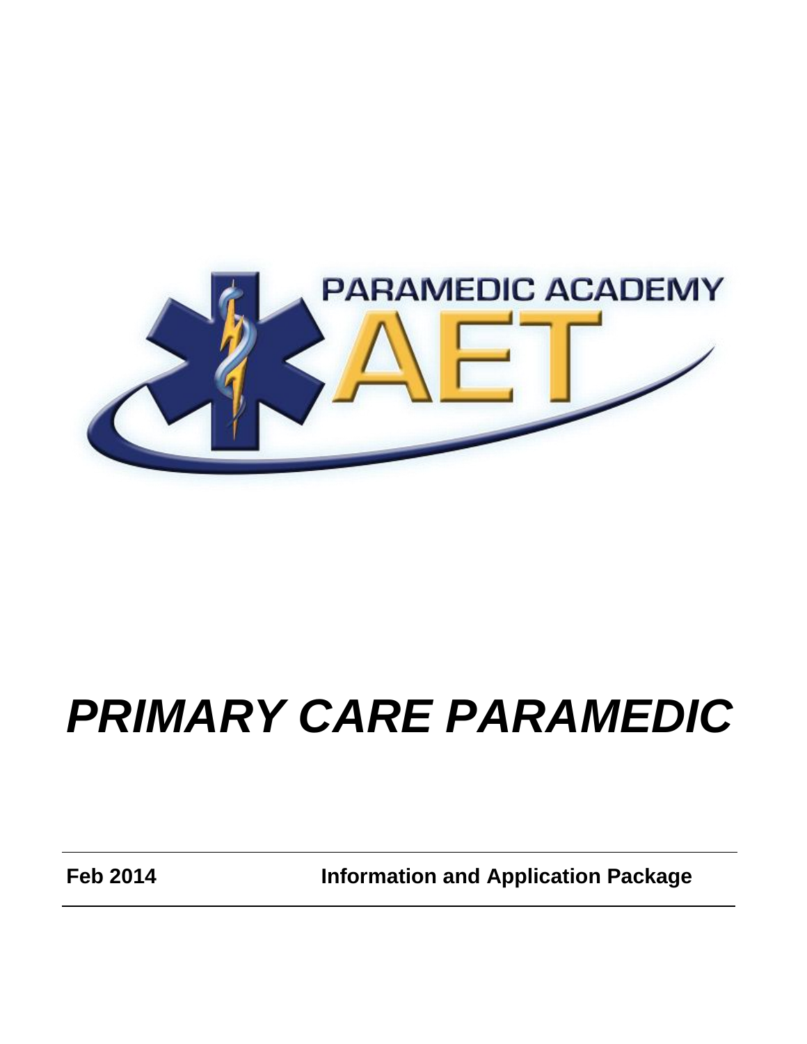PARAMEDIC ACADEMY

AET

# *PRIMARY CARE PARAMEDIC*

**Feb 2014** **Information and Application Package**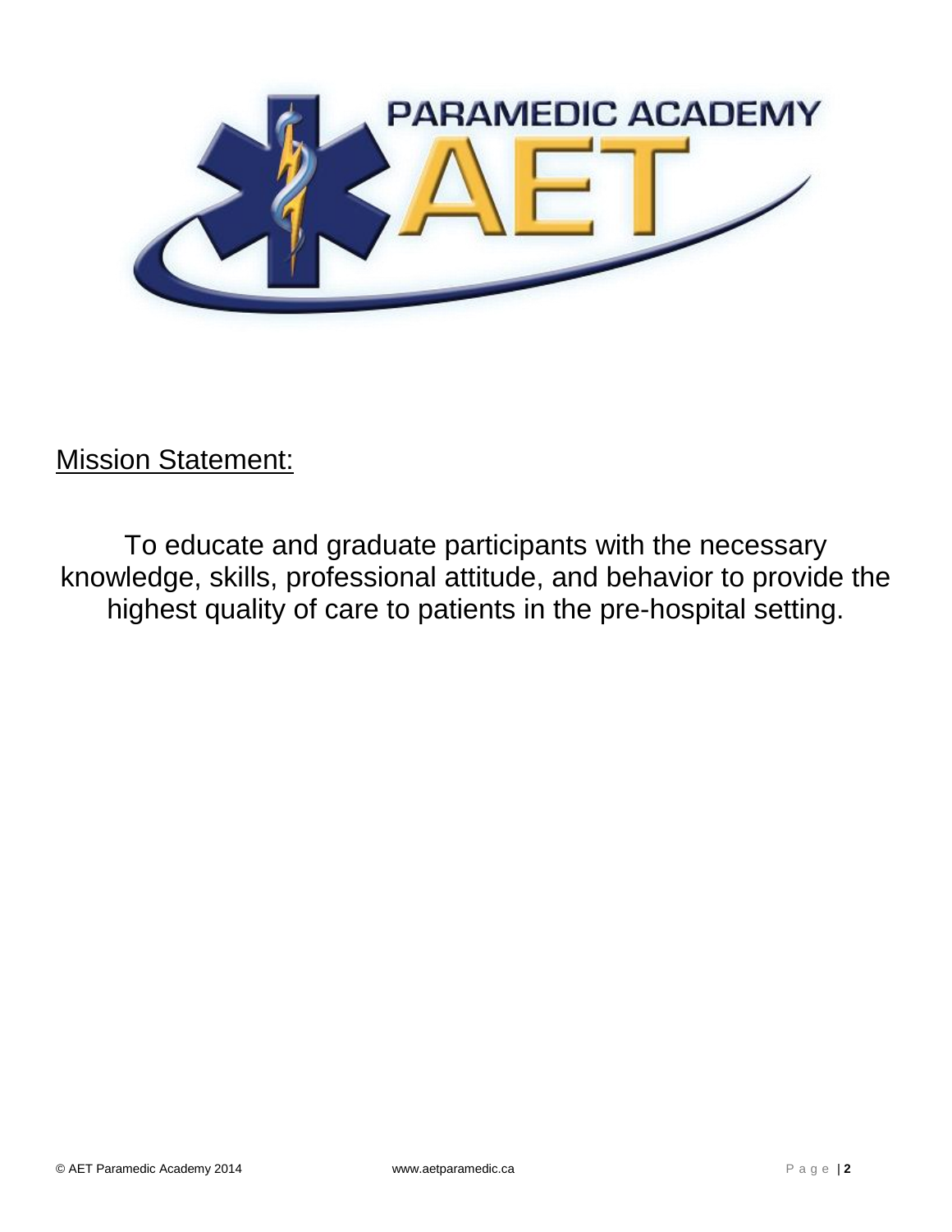PARAMEDIC ACADEMY

AET

Mission Statement:

To educate and graduate participants with the necessary knowledge, skills, professional attitude, and behavior to provide the highest quality of care to patients in the pre-hospital setting.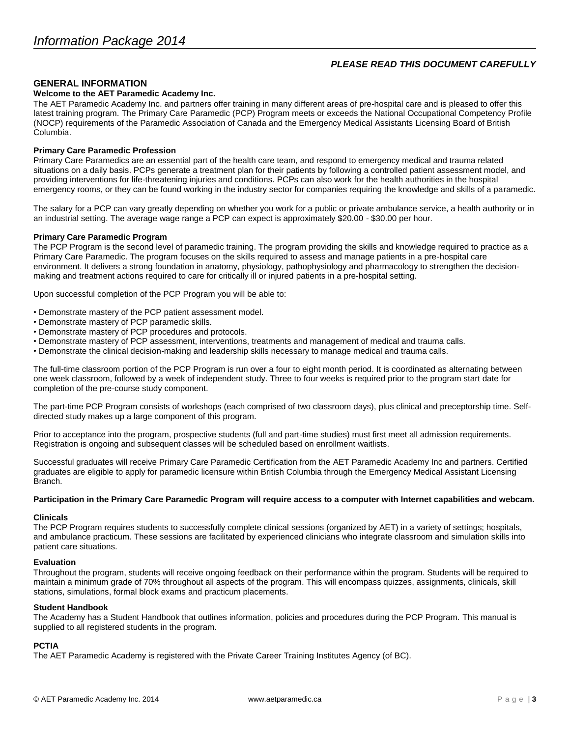*PLEASE READ THIS DOCUMENT CAREFULLY*

## GENERAL INFORMATION

### Welcome to the AET Paramedic Academy Inc.

The AET Paramedic Academy Inc. and partners offer training in many different areas of pre-hospital care and is pleased to offer this latest training program. The Primary Care Paramedic (PCP) Program meets or exceeds the National Occupational Competency Profile (NOCP) requirements of the Paramedic Association of Canada and the Emergency Medical Assistants Licensing Board of British Columbia.

### Primary Care Paramedic Profession

Primary Care Paramedics are an essential part of the health care team, and respond to emergency medical and trauma related situations on a daily basis. PCPs generate a treatment plan for their patients by following a controlled patient assessment model, and providing interventions for life-threatening injuries and conditions. PCPs can also work for the health authorities in the hospital emergency rooms, or they can be found working in the industry sector for companies requiring the knowledge and skills of a paramedic.

The salary for a PCP can vary greatly depending on whether you work for a public or private ambulance service, a health authority or in an industrial setting. The average wage range a PCP can expect is approximately $20.00 - $30.00 per hour.

### Primary Care Paramedic Program

The PCP Program is the second level of paramedic training. The program providing the skills and knowledge required to practice as a Primary Care Paramedic. The program focuses on the skills required to assess and manage patients in a pre-hospital care environment. It delivers a strong foundation in anatomy, physiology, pathophysiology and pharmacology to strengthen the decision-making and treatment actions required to care for critically ill or injured patients in a pre-hospital setting.

Upon successful completion of the PCP Program you will be able to:

- Demonstrate mastery of the PCP patient assessment model.
- Demonstrate mastery of PCP paramedic skills.
- Demonstrate mastery of PCP procedures and protocols.
- Demonstrate mastery of PCP assessment, interventions, treatments and management of medical and trauma calls.
- Demonstrate the clinical decision-making and leadership skills necessary to manage medical and trauma calls.

The full-time classroom portion of the PCP Program is run over a four to eight month period. It is coordinated as alternating between one week classroom, followed by a week of independent study. Three to four weeks is required prior to the program start date for completion of the pre-course study component.

The part-time PCP Program consists of workshops (each comprised of two classroom days), plus clinical and preceptorship time. Self-directed study makes up a large component of this program.

Prior to acceptance into the program, prospective students (full and part-time studies) must first meet all admission requirements. Registration is ongoing and subsequent classes will be scheduled based on enrollment waitlists.

Successful graduates will receive Primary Care Paramedic Certification from the AET Paramedic Academy Inc and partners. Certified graduates are eligible to apply for paramedic licensure within British Columbia through the Emergency Medical Assistant Licensing Branch.

**Participation in the Primary Care Paramedic Program will require access to a computer with Internet capabilities and webcam.**

### Clinicals

The PCP Program requires students to successfully complete clinical sessions (organized by AET) in a variety of settings; hospitals, and ambulance practicum. These sessions are facilitated by experienced clinicians who integrate classroom and simulation skills into patient care situations.

### Evaluation

Throughout the program, students will receive ongoing feedback on their performance within the program. Students will be required to maintain a minimum grade of 70% throughout all aspects of the program. This will encompass quizzes, assignments, clinicals, skill stations, simulations, formal block exams and practicum placements.

### Student Handbook

The Academy has a Student Handbook that outlines information, policies and procedures during the PCP Program. This manual is supplied to all registered students in the program.

### PCTIA

The AET Paramedic Academy is registered with the Private Career Training Institutes Agency (of BC).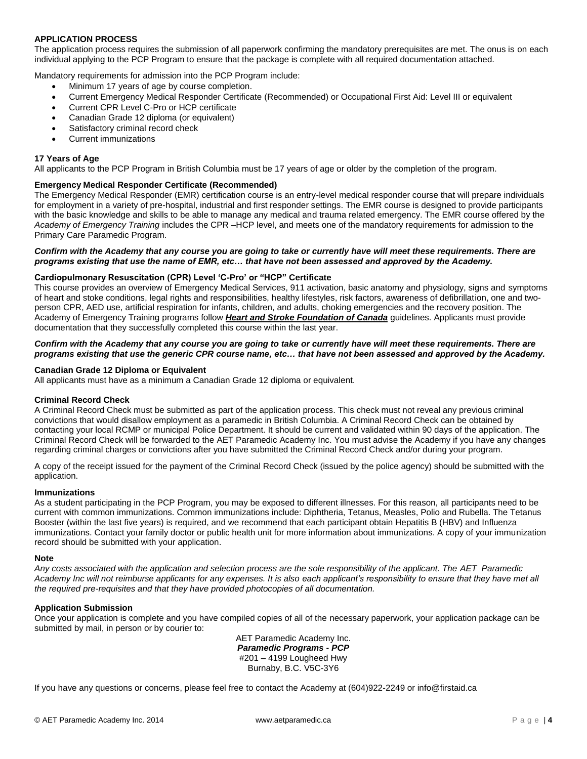## APPLICATION PROCESS

The application process requires the submission of all paperwork confirming the mandatory prerequisites are met. The onus is on each individual applying to the PCP Program to ensure that the package is complete with all required documentation attached.

Mandatory requirements for admission into the PCP Program include:

- Minimum 17 years of age by course completion.
- Current Emergency Medical Responder Certificate (Recommended) or Occupational First Aid: Level III or equivalent
- Current CPR Level C-Pro or HCP certificate
- Canadian Grade 12 diploma (or equivalent)
- Satisfactory criminal record check
- Current immunizations

### 17 Years of Age

All applicants to the PCP Program in British Columbia must be 17 years of age or older by the completion of the program.

### Emergency Medical Responder Certificate (Recommended)

The Emergency Medical Responder (EMR) certification course is an entry-level medical responder course that will prepare individuals for employment in a variety of pre-hospital, industrial and first responder settings. The EMR course is designed to provide participants with the basic knowledge and skills to be able to manage any medical and trauma related emergency. The EMR course offered by the *Academy of Emergency Training* includes the CPR –HCP level, and meets one of the mandatory requirements for admission to the Primary Care Paramedic Program.

***Confirm with the Academy that any course you are going to take or currently have will meet these requirements. There are programs existing that use the name of EMR, etc… that have not been assessed and approved by the Academy.***

### Cardiopulmonary Resuscitation (CPR) Level 'C-Pro' or "HCP" Certificate

This course provides an overview of Emergency Medical Services, 911 activation, basic anatomy and physiology, signs and symptoms of heart and stoke conditions, legal rights and responsibilities, healthy lifestyles, risk factors, awareness of defibrillation, one and two-person CPR, AED use, artificial respiration for infants, children, and adults, choking emergencies and the recovery position. The Academy of Emergency Training programs follow ***Heart and Stroke Foundation of Canada*** guidelines. Applicants must provide documentation that they successfully completed this course within the last year.

***Confirm with the Academy that any course you are going to take or currently have will meet these requirements. There are programs existing that use the generic CPR course name, etc… that have not been assessed and approved by the Academy.***

### Canadian Grade 12 Diploma or Equivalent

All applicants must have as a minimum a Canadian Grade 12 diploma or equivalent.

### Criminal Record Check

A Criminal Record Check must be submitted as part of the application process. This check must not reveal any previous criminal convictions that would disallow employment as a paramedic in British Columbia. A Criminal Record Check can be obtained by contacting your local RCMP or municipal Police Department. It should be current and validated within 90 days of the application. The Criminal Record Check will be forwarded to the AET Paramedic Academy Inc. You must advise the Academy if you have any changes regarding criminal charges or convictions after you have submitted the Criminal Record Check and/or during your program.

A copy of the receipt issued for the payment of the Criminal Record Check (issued by the police agency) should be submitted with the application.

### Immunizations

As a student participating in the PCP Program, you may be exposed to different illnesses. For this reason, all participants need to be current with common immunizations. Common immunizations include: Diphtheria, Tetanus, Measles, Polio and Rubella. The Tetanus Booster (within the last five years) is required, and we recommend that each participant obtain Hepatitis B (HBV) and Influenza immunizations. Contact your family doctor or public health unit for more information about immunizations. A copy of your immunization record should be submitted with your application.

### Note

*Any costs associated with the application and selection process are the sole responsibility of the applicant. The AET Paramedic Academy Inc will not reimburse applicants for any expenses. It is also each applicant's responsibility to ensure that they have met all the required pre-requisites and that they have provided photocopies of all documentation.*

### Application Submission

Once your application is complete and you have compiled copies of all of the necessary paperwork, your application package can be submitted by mail, in person or by courier to:

AET Paramedic Academy Inc.
***Paramedic Programs - PCP***
#201 – 4199 Lougheed Hwy
Burnaby, B.C. V5C-3Y6

If you have any questions or concerns, please feel free to contact the Academy at (604)922-2249 or info@firstaid.ca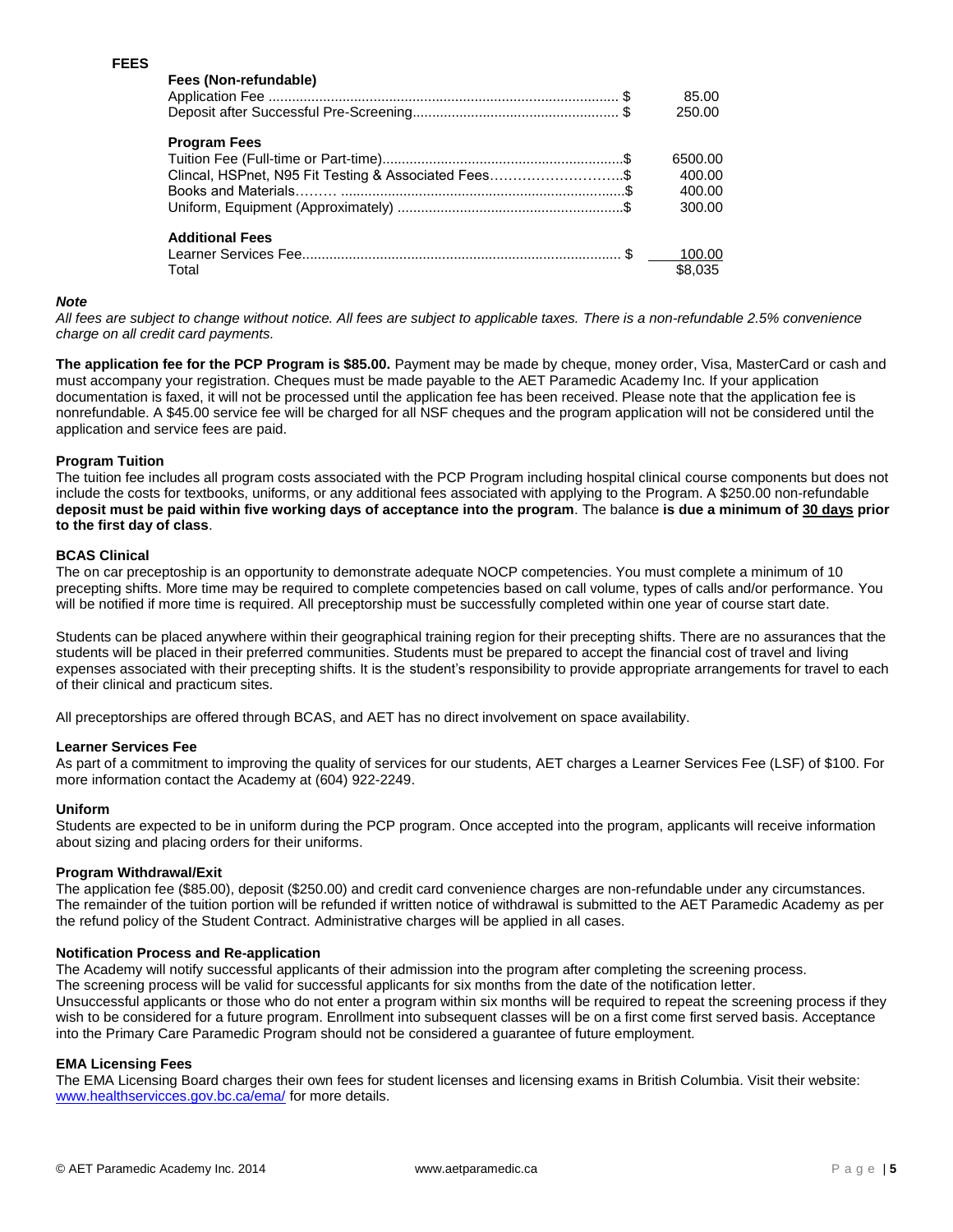## FEES

| | | |
|---|---|---|
| **Fees (Non-refundable)** | | |
| Application Fee | $ | 85.00 |
| Deposit after Successful Pre-Screening | $ | 250.00 |
| **Program Fees** | | |
| Tuition Fee (Full-time or Part-time) | $ | 6500.00 |
| Clincal, HSPnet, N95 Fit Testing & Associated Fees | $ | 400.00 |
| Books and Materials | $ | 400.00 |
| Uniform, Equipment (Approximately) | $ | 300.00 |
| **Additional Fees** | | |
| Learner Services Fee | $ | 100.00 |
| Total | | $8,035 |

***Note***

*All fees are subject to change without notice. All fees are subject to applicable taxes. There is a non-refundable 2.5% convenience charge on all credit card payments.*

**The application fee for the PCP Program is $85.00.** Payment may be made by cheque, money order, Visa, MasterCard or cash and must accompany your registration. Cheques must be made payable to the AET Paramedic Academy Inc. If your application documentation is faxed, it will not be processed until the application fee has been received. Please note that the application fee is nonrefundable. A $45.00 service fee will be charged for all NSF cheques and the program application will not be considered until the application and service fees are paid.

**Program Tuition**

The tuition fee includes all program costs associated with the PCP Program including hospital clinical course components but does not include the costs for textbooks, uniforms, or any additional fees associated with applying to the Program. A $250.00 non-refundable **deposit must be paid within five working days of acceptance into the program**. The balance **is due a minimum of <u>30 days</u> prior to the first day of class**.

**BCAS Clinical**

The on car preceptoship is an opportunity to demonstrate adequate NOCP competencies. You must complete a minimum of 10 precepting shifts. More time may be required to complete competencies based on call volume, types of calls and/or performance. You will be notified if more time is required. All preceptorship must be successfully completed within one year of course start date.

Students can be placed anywhere within their geographical training region for their precepting shifts. There are no assurances that the students will be placed in their preferred communities. Students must be prepared to accept the financial cost of travel and living expenses associated with their precepting shifts. It is the student's responsibility to provide appropriate arrangements for travel to each of their clinical and practicum sites.

All preceptorships are offered through BCAS, and AET has no direct involvement on space availability.

**Learner Services Fee**

As part of a commitment to improving the quality of services for our students, AET charges a Learner Services Fee (LSF) of $100. For more information contact the Academy at (604) 922-2249.

**Uniform**

Students are expected to be in uniform during the PCP program. Once accepted into the program, applicants will receive information about sizing and placing orders for their uniforms.

**Program Withdrawal/Exit**

The application fee ($85.00), deposit ($250.00) and credit card convenience charges are non-refundable under any circumstances. The remainder of the tuition portion will be refunded if written notice of withdrawal is submitted to the AET Paramedic Academy as per the refund policy of the Student Contract. Administrative charges will be applied in all cases.

**Notification Process and Re-application**

The Academy will notify successful applicants of their admission into the program after completing the screening process.
The screening process will be valid for successful applicants for six months from the date of the notification letter.
Unsuccessful applicants or those who do not enter a program within six months will be required to repeat the screening process if they wish to be considered for a future program. Enrollment into subsequent classes will be on a first come first served basis. Acceptance into the Primary Care Paramedic Program should not be considered a guarantee of future employment.

**EMA Licensing Fees**

The EMA Licensing Board charges their own fees for student licenses and licensing exams in British Columbia. Visit their website: [www.healthservicces.gov.bc.ca/ema/](www.healthservicces.gov.bc.ca/ema/) for more details.